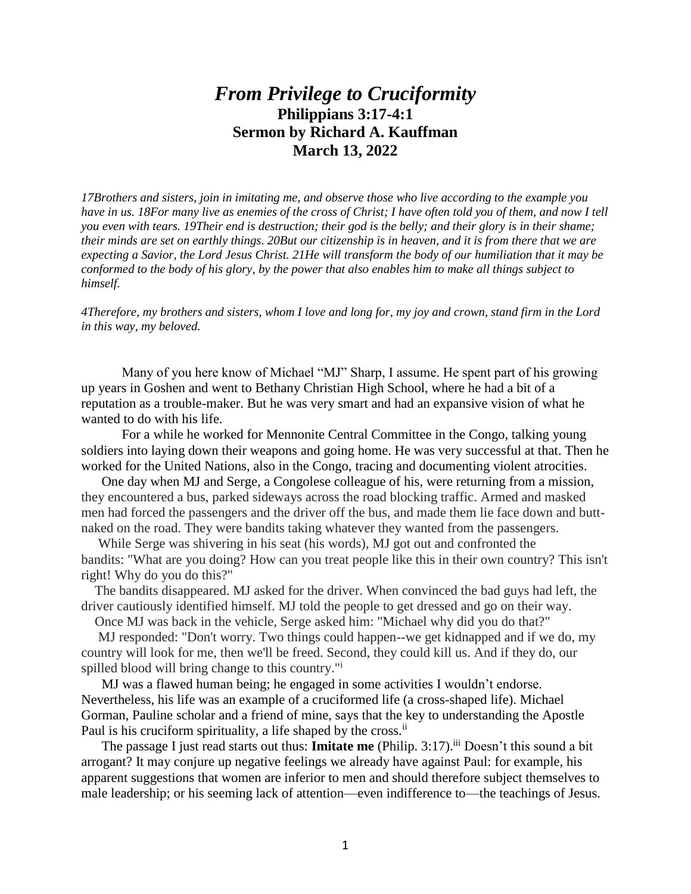# *From Privilege to Cruciformity*

**Philippians 3:17-4:1**
**Sermon by Richard A. Kauffman**
**March 13, 2022**

*17Brothers and sisters, join in imitating me, and observe those who live according to the example you have in us. 18For many live as enemies of the cross of Christ; I have often told you of them, and now I tell you even with tears. 19Their end is destruction; their god is the belly; and their glory is in their shame; their minds are set on earthly things. 20But our citizenship is in heaven, and it is from there that we are expecting a Savior, the Lord Jesus Christ. 21He will transform the body of our humiliation that it may be conformed to the body of his glory, by the power that also enables him to make all things subject to himself.*

*4Therefore, my brothers and sisters, whom I love and long for, my joy and crown, stand firm in the Lord in this way, my beloved.*

Many of you here know of Michael "MJ" Sharp, I assume. He spent part of his growing up years in Goshen and went to Bethany Christian High School, where he had a bit of a reputation as a trouble-maker. But he was very smart and had an expansive vision of what he wanted to do with his life.

For a while he worked for Mennonite Central Committee in the Congo, talking young soldiers into laying down their weapons and going home. He was very successful at that. Then he worked for the United Nations, also in the Congo, tracing and documenting violent atrocities.

One day when MJ and Serge, a Congolese colleague of his, were returning from a mission, they encountered a bus, parked sideways across the road blocking traffic. Armed and masked men had forced the passengers and the driver off the bus, and made them lie face down and butt-naked on the road. They were bandits taking whatever they wanted from the passengers.

While Serge was shivering in his seat (his words), MJ got out and confronted the bandits: "What are you doing? How can you treat people like this in their own country? This isn't right! Why do you do this?"

The bandits disappeared. MJ asked for the driver. When convinced the bad guys had left, the driver cautiously identified himself. MJ told the people to get dressed and go on their way.

Once MJ was back in the vehicle, Serge asked him: "Michael why did you do that?"

MJ responded: "Don't worry. Two things could happen--we get kidnapped and if we do, my country will look for me, then we'll be freed. Second, they could kill us. And if they do, our spilled blood will bring change to this country."[i]

MJ was a flawed human being; he engaged in some activities I wouldn't endorse. Nevertheless, his life was an example of a cruciformed life (a cross-shaped life). Michael Gorman, Pauline scholar and a friend of mine, says that the key to understanding the Apostle Paul is his cruciform spirituality, a life shaped by the cross.[ii]

The passage I just read starts out thus: **Imitate me** (Philip. 3:17).[iii] Doesn't this sound a bit arrogant? It may conjure up negative feelings we already have against Paul: for example, his apparent suggestions that women are inferior to men and should therefore subject themselves to male leadership; or his seeming lack of attention—even indifference to—the teachings of Jesus.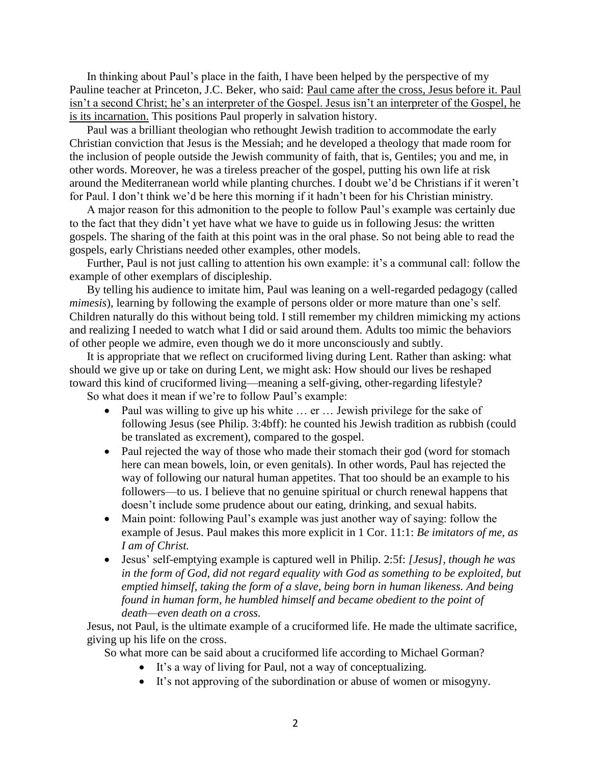In thinking about Paul's place in the faith, I have been helped by the perspective of my Pauline teacher at Princeton, J.C. Beker, who said: <u>Paul came after the cross, Jesus before it. Paul isn't a second Christ; he's an interpreter of the Gospel. Jesus isn't an interpreter of the Gospel, he is its incarnation.</u> This positions Paul properly in salvation history.

Paul was a brilliant theologian who rethought Jewish tradition to accommodate the early Christian conviction that Jesus is the Messiah; and he developed a theology that made room for the inclusion of people outside the Jewish community of faith, that is, Gentiles; you and me, in other words. Moreover, he was a tireless preacher of the gospel, putting his own life at risk around the Mediterranean world while planting churches. I doubt we'd be Christians if it weren't for Paul. I don't think we'd be here this morning if it hadn't been for his Christian ministry.

A major reason for this admonition to the people to follow Paul's example was certainly due to the fact that they didn't yet have what we have to guide us in following Jesus: the written gospels. The sharing of the faith at this point was in the oral phase. So not being able to read the gospels, early Christians needed other examples, other models.

Further, Paul is not just calling to attention his own example: it's a communal call: follow the example of other exemplars of discipleship.

By telling his audience to imitate him, Paul was leaning on a well-regarded pedagogy (called *mimesis*), learning by following the example of persons older or more mature than one's self. Children naturally do this without being told. I still remember my children mimicking my actions and realizing I needed to watch what I did or said around them. Adults too mimic the behaviors of other people we admire, even though we do it more unconsciously and subtly.

It is appropriate that we reflect on cruciformed living during Lent. Rather than asking: what should we give up or take on during Lent, we might ask: How should our lives be reshaped toward this kind of cruciformed living—meaning a self-giving, other-regarding lifestyle?

So what does it mean if we're to follow Paul's example:

- Paul was willing to give up his white … er … Jewish privilege for the sake of following Jesus (see Philip. 3:4bff): he counted his Jewish tradition as rubbish (could be translated as excrement), compared to the gospel.
- Paul rejected the way of those who made their stomach their god (word for stomach here can mean bowels, loin, or even genitals). In other words, Paul has rejected the way of following our natural human appetites. That too should be an example to his followers—to us. I believe that no genuine spiritual or church renewal happens that doesn't include some prudence about our eating, drinking, and sexual habits.
- Main point: following Paul's example was just another way of saying: follow the example of Jesus. Paul makes this more explicit in 1 Cor. 11:1: *Be imitators of me, as I am of Christ.*
- Jesus' self-emptying example is captured well in Philip. 2:5f: *[Jesus], though he was in the form of God, did not regard equality with God as something to be exploited, but emptied himself, taking the form of a slave, being born in human likeness. And being found in human form, he humbled himself and became obedient to the point of death—even death on a cross.*

Jesus, not Paul, is the ultimate example of a cruciformed life. He made the ultimate sacrifice, giving up his life on the cross.

So what more can be said about a cruciformed life according to Michael Gorman?

- It's a way of living for Paul, not a way of conceptualizing.
- It's not approving of the subordination or abuse of women or misogyny.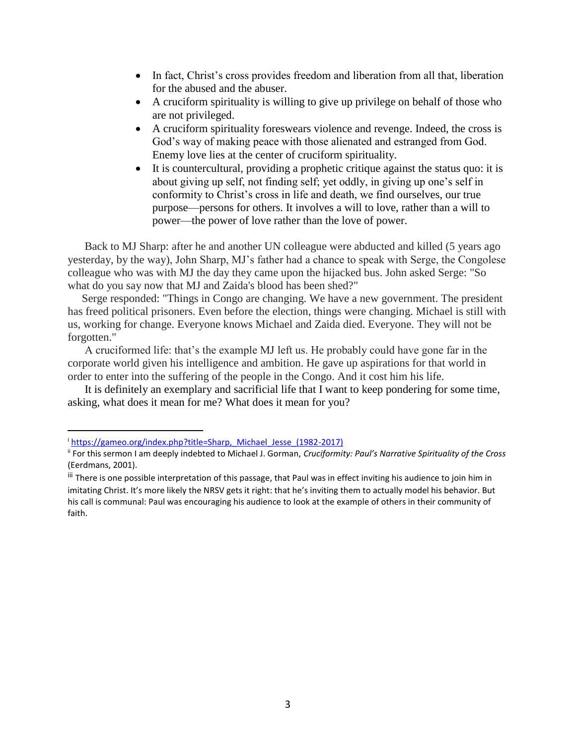- In fact, Christ's cross provides freedom and liberation from all that, liberation for the abused and the abuser.
- A cruciform spirituality is willing to give up privilege on behalf of those who are not privileged.
- A cruciform spirituality foreswears violence and revenge. Indeed, the cross is God's way of making peace with those alienated and estranged from God. Enemy love lies at the center of cruciform spirituality.
- It is countercultural, providing a prophetic critique against the status quo: it is about giving up self, not finding self; yet oddly, in giving up one's self in conformity to Christ's cross in life and death, we find ourselves, our true purpose—persons for others. It involves a will to love, rather than a will to power—the power of love rather than the love of power.

Back to MJ Sharp: after he and another UN colleague were abducted and killed (5 years ago yesterday, by the way), John Sharp, MJ's father had a chance to speak with Serge, the Congolese colleague who was with MJ the day they came upon the hijacked bus. John asked Serge: "So what do you say now that MJ and Zaida's blood has been shed?"

Serge responded: "Things in Congo are changing. We have a new government. The president has freed political prisoners. Even before the election, things were changing. Michael is still with us, working for change. Everyone knows Michael and Zaida died. Everyone. They will not be forgotten."

A cruciformed life: that's the example MJ left us. He probably could have gone far in the corporate world given his intelligence and ambition. He gave up aspirations for that world in order to enter into the suffering of the people in the Congo. And it cost him his life.

It is definitely an exemplary and sacrificial life that I want to keep pondering for some time, asking, what does it mean for me? What does it mean for you?

---

[i] https://gameo.org/index.php?title=Sharp,_Michael_Jesse_(1982-2017)

[ii] For this sermon I am deeply indebted to Michael J. Gorman, *Cruciformity: Paul's Narrative Spirituality of the Cross* (Eerdmans, 2001).

[iii] There is one possible interpretation of this passage, that Paul was in effect inviting his audience to join him in imitating Christ. It's more likely the NRSV gets it right: that he's inviting them to actually model his behavior. But his call is communal: Paul was encouraging his audience to look at the example of others in their community of faith.